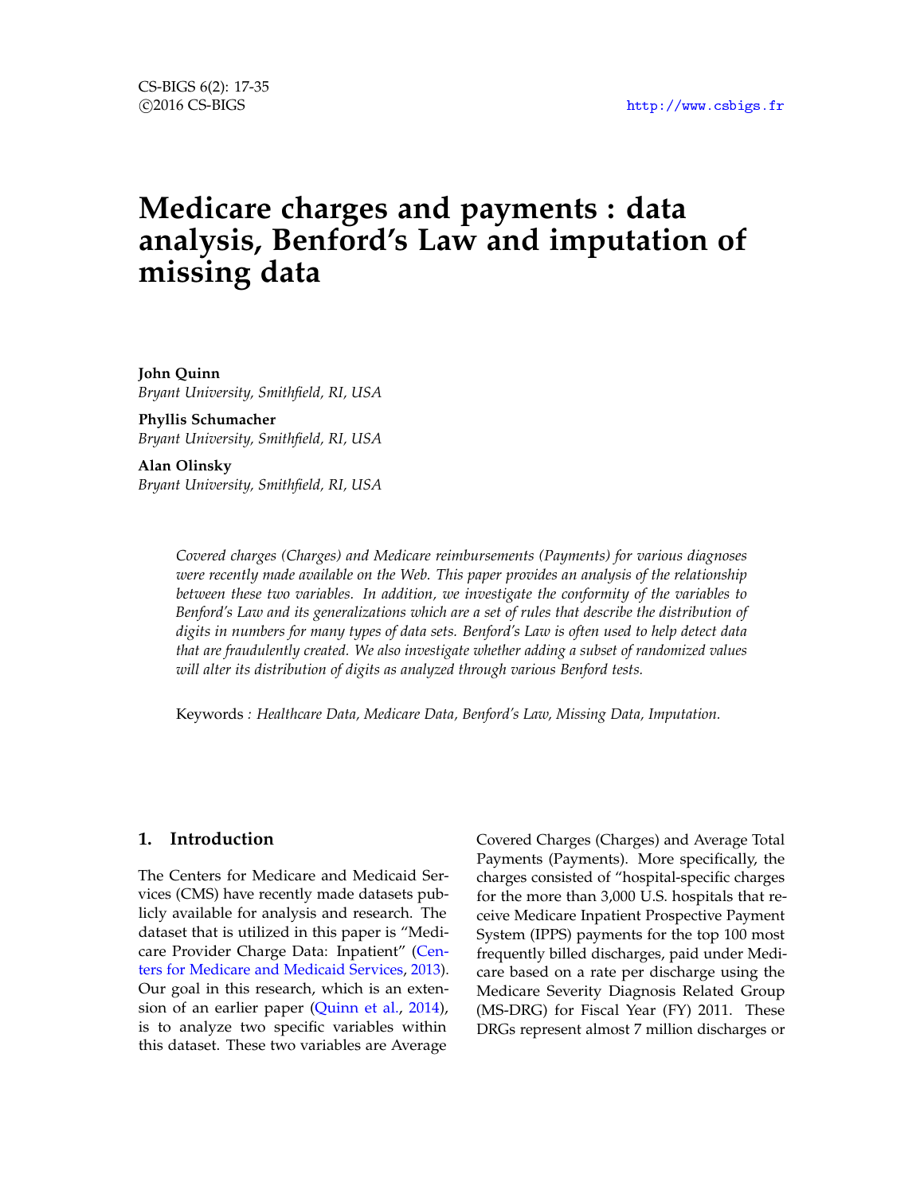# Medicare charges and payments : data analysis, Benford's Law and imputation of missing data

**John Quinn**
*Bryant University, Smithfield, RI, USA*

**Phyllis Schumacher**
*Bryant University, Smithfield, RI, USA*

**Alan Olinsky**
*Bryant University, Smithfield, RI, USA*

*Covered charges (Charges) and Medicare reimbursements (Payments) for various diagnoses were recently made available on the Web. This paper provides an analysis of the relationship between these two variables. In addition, we investigate the conformity of the variables to Benford's Law and its generalizations which are a set of rules that describe the distribution of digits in numbers for many types of data sets. Benford's Law is often used to help detect data that are fraudulently created. We also investigate whether adding a subset of randomized values will alter its distribution of digits as analyzed through various Benford tests.*

Keywords : *Healthcare Data, Medicare Data, Benford's Law, Missing Data, Imputation.*

## 1. Introduction

The Centers for Medicare and Medicaid Services (CMS) have recently made datasets publicly available for analysis and research. The dataset that is utilized in this paper is "Medicare Provider Charge Data: Inpatient" (Centers for Medicare and Medicaid Services, 2013). Our goal in this research, which is an extension of an earlier paper (Quinn et al., 2014), is to analyze two specific variables within this dataset. These two variables are Average Covered Charges (Charges) and Average Total Payments (Payments). More specifically, the charges consisted of "hospital-specific charges for the more than 3,000 U.S. hospitals that receive Medicare Inpatient Prospective Payment System (IPPS) payments for the top 100 most frequently billed discharges, paid under Medicare based on a rate per discharge using the Medicare Severity Diagnosis Related Group (MS-DRG) for Fiscal Year (FY) 2011. These DRGs represent almost 7 million discharges or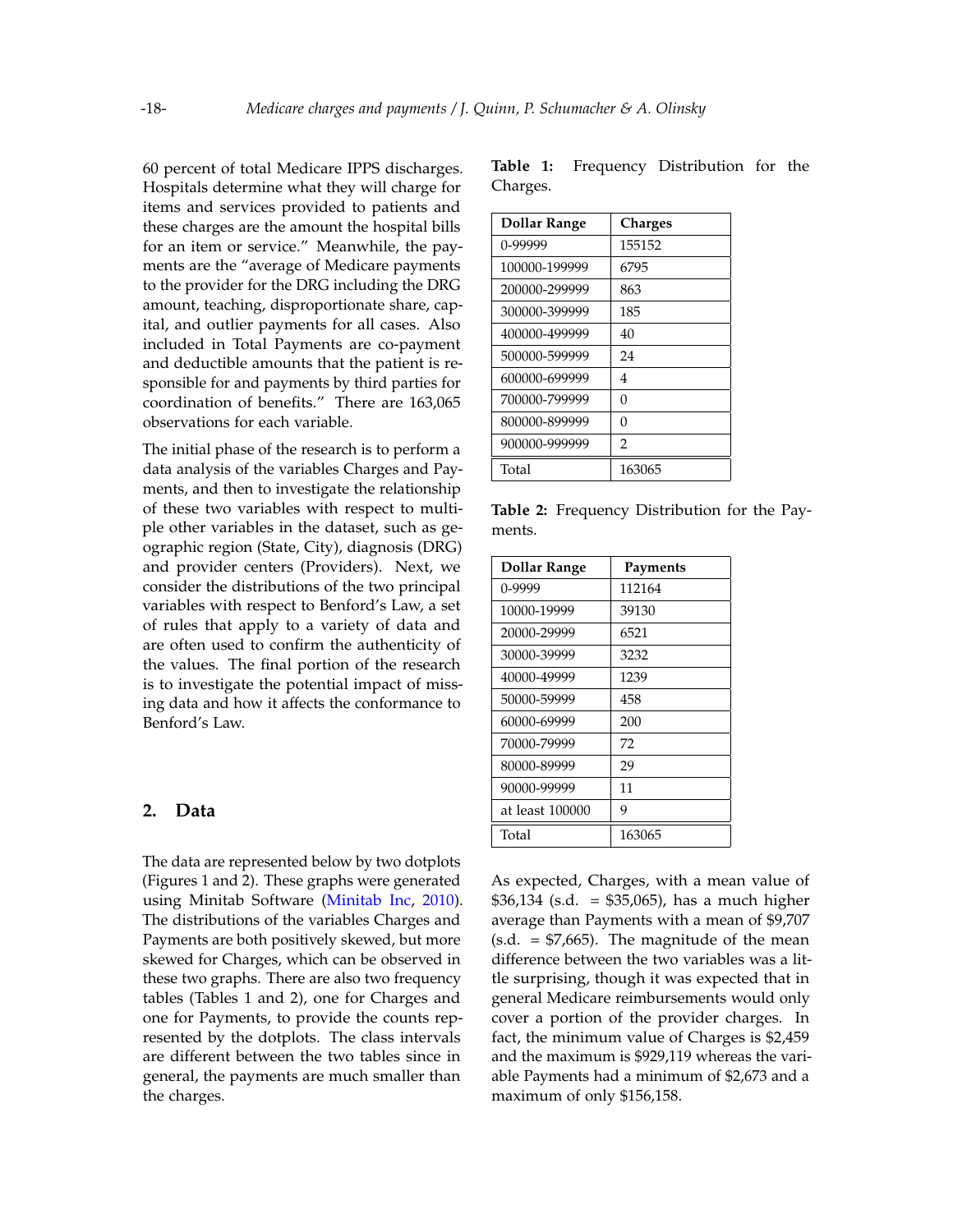60 percent of total Medicare IPPS discharges. Hospitals determine what they will charge for items and services provided to patients and these charges are the amount the hospital bills for an item or service." Meanwhile, the payments are the "average of Medicare payments to the provider for the DRG including the DRG amount, teaching, disproportionate share, capital, and outlier payments for all cases. Also included in Total Payments are co-payment and deductible amounts that the patient is responsible for and payments by third parties for coordination of benefits." There are 163,065 observations for each variable.

The initial phase of the research is to perform a data analysis of the variables Charges and Payments, and then to investigate the relationship of these two variables with respect to multiple other variables in the dataset, such as geographic region (State, City), diagnosis (DRG) and provider centers (Providers). Next, we consider the distributions of the two principal variables with respect to Benford's Law, a set of rules that apply to a variety of data and are often used to confirm the authenticity of the values. The final portion of the research is to investigate the potential impact of missing data and how it affects the conformance to Benford's Law.

## 2. Data

The data are represented below by two dotplots (Figures 1 and 2). These graphs were generated using Minitab Software (Minitab Inc, 2010). The distributions of the variables Charges and Payments are both positively skewed, but more skewed for Charges, which can be observed in these two graphs. There are also two frequency tables (Tables 1 and 2), one for Charges and one for Payments, to provide the counts represented by the dotplots. The class intervals are different between the two tables since in general, the payments are much smaller than the charges.

**Table 1:** Frequency Distribution for the Charges.

| Dollar Range | Charges |
| --- | --- |
| 0-99999 | 155152 |
| 100000-199999 | 6795 |
| 200000-299999 | 863 |
| 300000-399999 | 185 |
| 400000-499999 | 40 |
| 500000-599999 | 24 |
| 600000-699999 | 4 |
| 700000-799999 | 0 |
| 800000-899999 | 0 |
| 900000-999999 | 2 |
| Total | 163065 |

**Table 2:** Frequency Distribution for the Payments.

| Dollar Range | Payments |
| --- | --- |
| 0-9999 | 112164 |
| 10000-19999 | 39130 |
| 20000-29999 | 6521 |
| 30000-39999 | 3232 |
| 40000-49999 | 1239 |
| 50000-59999 | 458 |
| 60000-69999 | 200 |
| 70000-79999 | 72 |
| 80000-89999 | 29 |
| 90000-99999 | 11 |
| at least 100000 | 9 |
| Total | 163065 |

As expected, Charges, with a mean value of \$36,134 (s.d. = \$35,065), has a much higher average than Payments with a mean of \$9,707 (s.d. = \$7,665). The magnitude of the mean difference between the two variables was a little surprising, though it was expected that in general Medicare reimbursements would only cover a portion of the provider charges. In fact, the minimum value of Charges is \$2,459 and the maximum is \$929,119 whereas the variable Payments had a minimum of \$2,673 and a maximum of only \$156,158.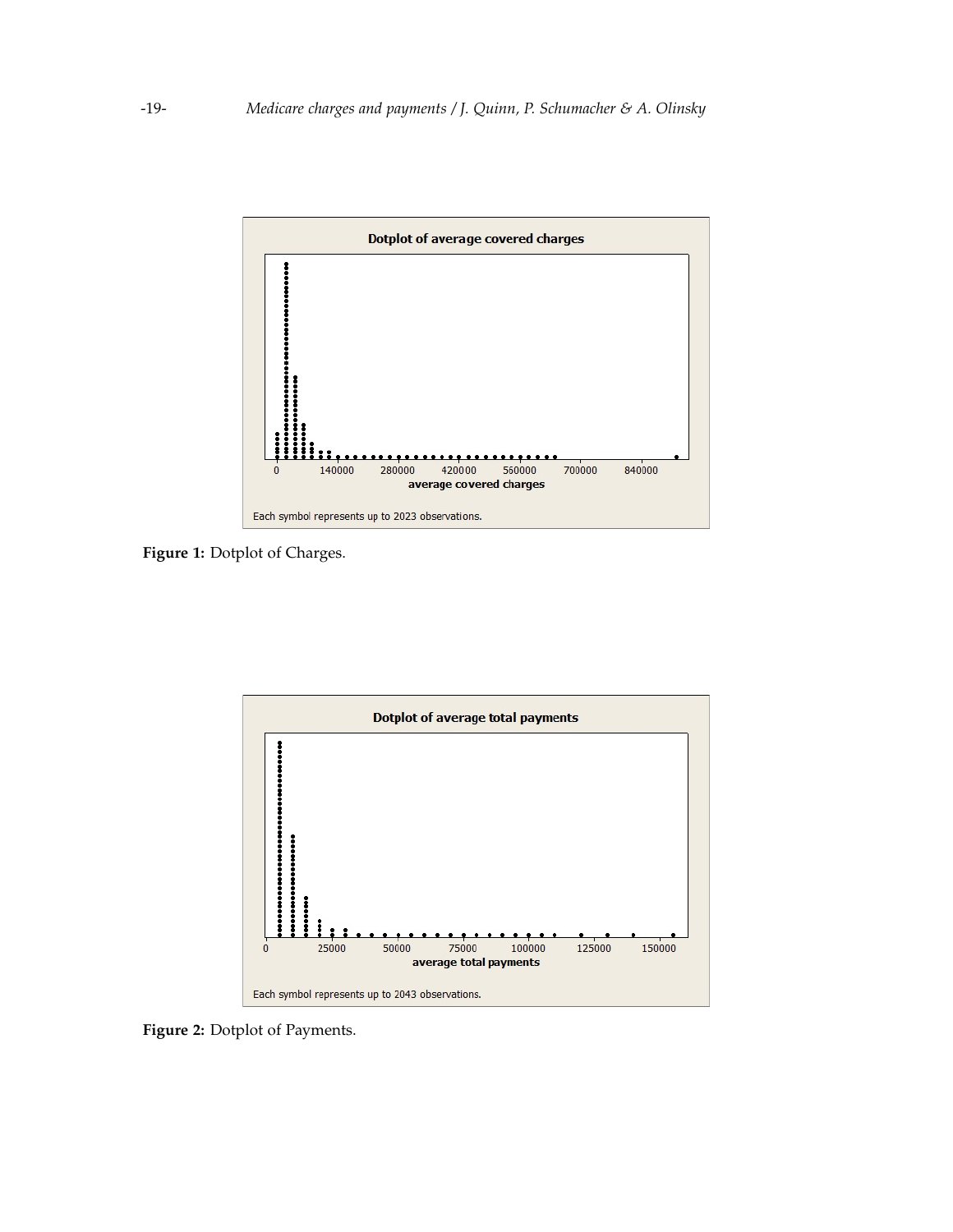Figure 1: Dotplot of Charges.

Figure 2: Dotplot of Payments.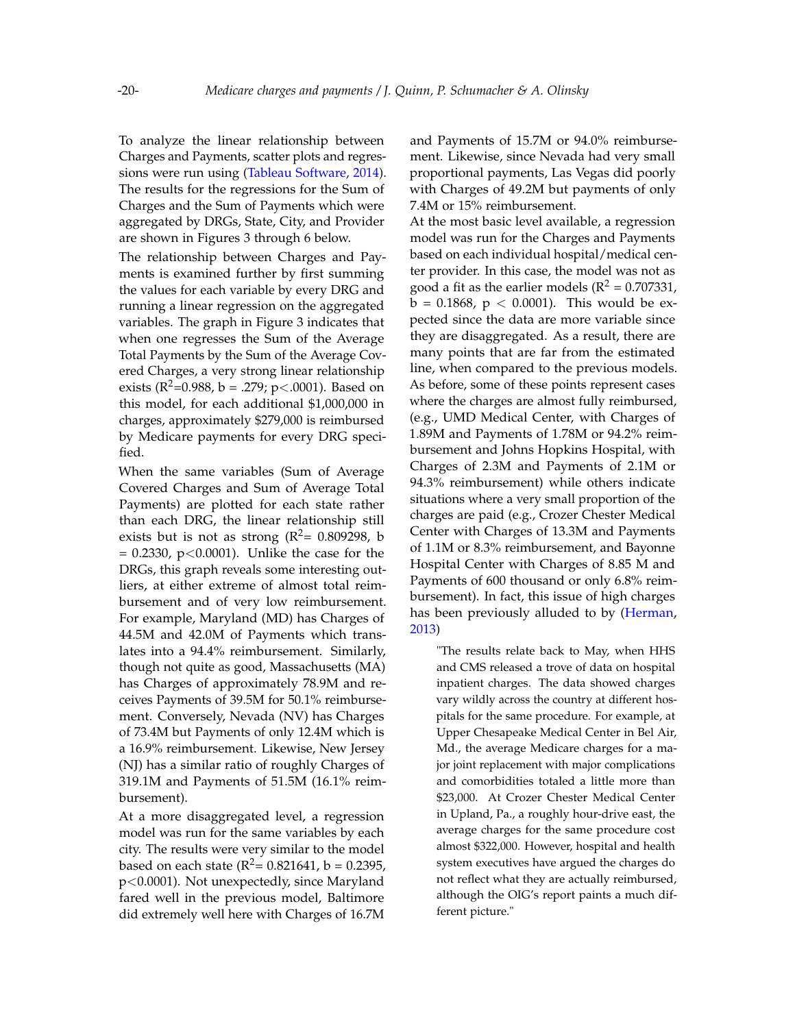To analyze the linear relationship between Charges and Payments, scatter plots and regressions were run using (Tableau Software, 2014). The results for the regressions for the Sum of Charges and the Sum of Payments which were aggregated by DRGs, State, City, and Provider are shown in Figures 3 through 6 below.

The relationship between Charges and Payments is examined further by first summing the values for each variable by every DRG and running a linear regression on the aggregated variables. The graph in Figure 3 indicates that when one regresses the Sum of the Average Total Payments by the Sum of the Average Covered Charges, a very strong linear relationship exists ($R^2$=0.988, b = .279; p<.0001). Based on this model, for each additional $1,000,000 in charges, approximately $279,000 is reimbursed by Medicare payments for every DRG specified.

When the same variables (Sum of Average Covered Charges and Sum of Average Total Payments) are plotted for each state rather than each DRG, the linear relationship still exists but is not as strong ($R^2$= 0.809298, b = 0.2330, p<0.0001). Unlike the case for the DRGs, this graph reveals some interesting outliers, at either extreme of almost total reimbursement and of very low reimbursement. For example, Maryland (MD) has Charges of 44.5M and 42.0M of Payments which translates into a 94.4% reimbursement. Similarly, though not quite as good, Massachusetts (MA) has Charges of approximately 78.9M and receives Payments of 39.5M for 50.1% reimbursement. Conversely, Nevada (NV) has Charges of 73.4M but Payments of only 12.4M which is a 16.9% reimbursement. Likewise, New Jersey (NJ) has a similar ratio of roughly Charges of 319.1M and Payments of 51.5M (16.1% reimbursement).

At a more disaggregated level, a regression model was run for the same variables by each city. The results were very similar to the model based on each state ($R^2$= 0.821641, b = 0.2395, p<0.0001). Not unexpectedly, since Maryland fared well in the previous model, Baltimore did extremely well here with Charges of 16.7M and Payments of 15.7M or 94.0% reimbursement. Likewise, since Nevada had very small proportional payments, Las Vegas did poorly with Charges of 49.2M but payments of only 7.4M or 15% reimbursement.

At the most basic level available, a regression model was run for the Charges and Payments based on each individual hospital/medical center provider. In this case, the model was not as good a fit as the earlier models ($R^2$ = 0.707331, b = 0.1868, p < 0.0001). This would be expected since the data are more variable since they are disaggregated. As a result, there are many points that are far from the estimated line, when compared to the previous models. As before, some of these points represent cases where the charges are almost fully reimbursed, (e.g., UMD Medical Center, with Charges of 1.89M and Payments of 1.78M or 94.2% reimbursement and Johns Hopkins Hospital, with Charges of 2.3M and Payments of 2.1M or 94.3% reimbursement) while others indicate situations where a very small proportion of the charges are paid (e.g., Crozer Chester Medical Center with Charges of 13.3M and Payments of 1.1M or 8.3% reimbursement, and Bayonne Hospital Center with Charges of 8.85 M and Payments of 600 thousand or only 6.8% reimbursement). In fact, this issue of high charges has been previously alluded to by (Herman, 2013)

> "The results relate back to May, when HHS and CMS released a trove of data on hospital inpatient charges. The data showed charges vary wildly across the country at different hospitals for the same procedure. For example, at Upper Chesapeake Medical Center in Bel Air, Md., the average Medicare charges for a major joint replacement with major complications and comorbidities totaled a little more than $23,000. At Crozer Chester Medical Center in Upland, Pa., a roughly hour-drive east, the average charges for the same procedure cost almost $322,000. However, hospital and health system executives have argued the charges do not reflect what they are actually reimbursed, although the OIG's report paints a much different picture."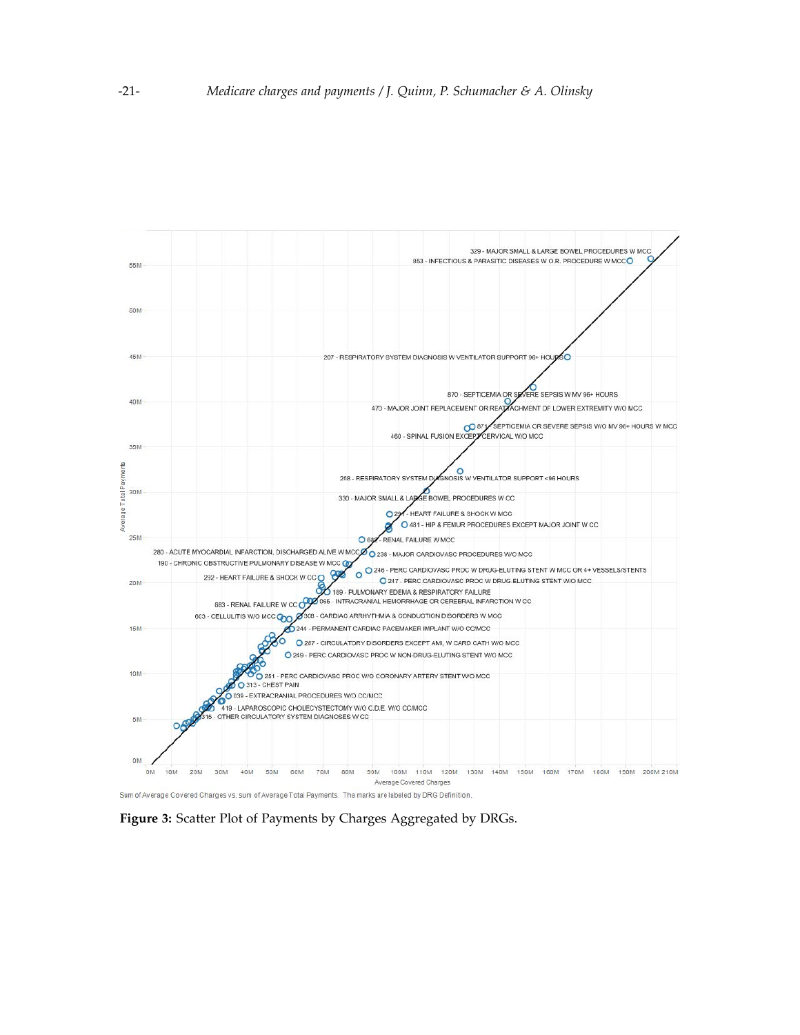Sum of Average Covered Charges vs. sum of Average Total Payments. The marks are labeled by DRG Definition.

**Figure 3:** Scatter Plot of Payments by Charges Aggregated by DRGs.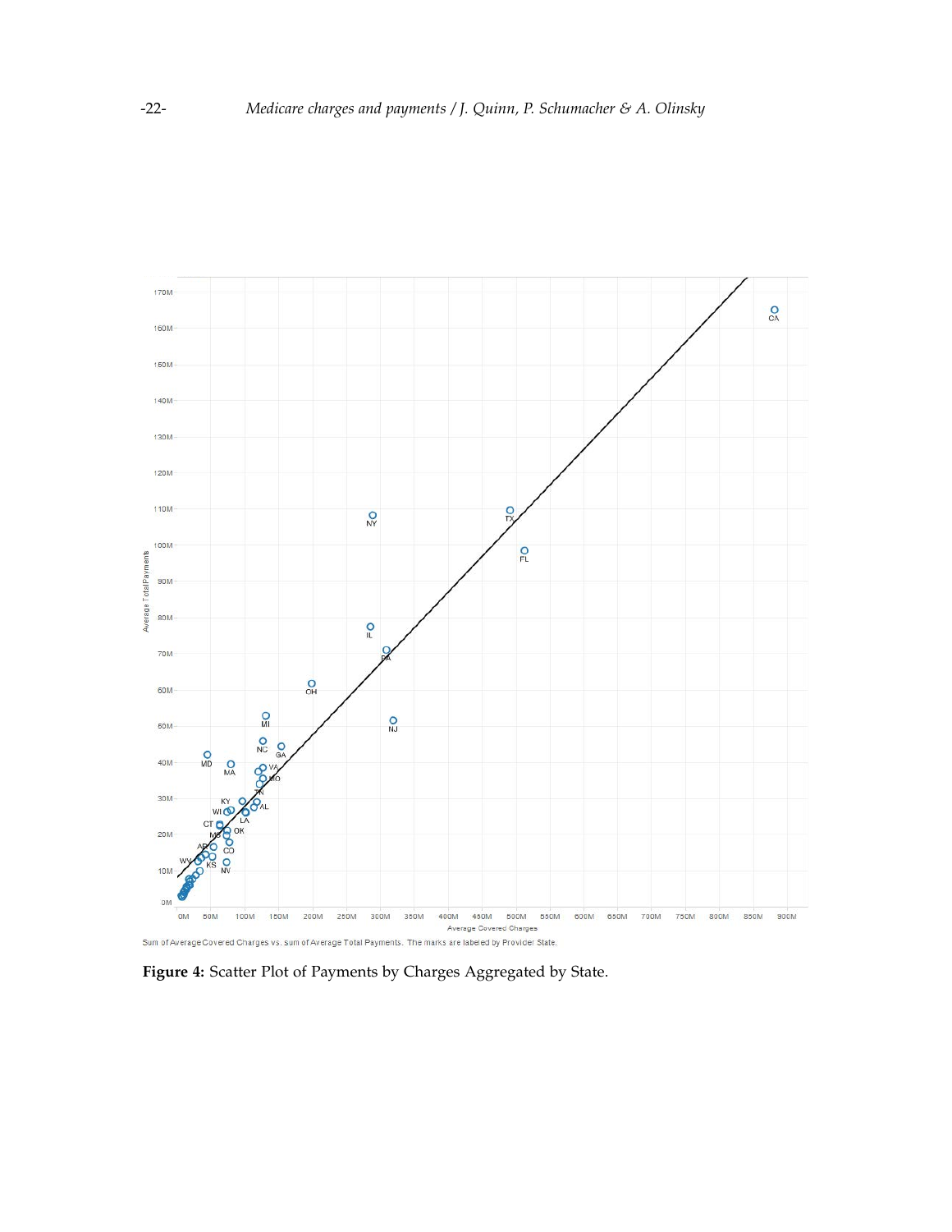Sum of Average Covered Charges vs. sum of Average Total Payments. The marks are labeled by Provider State.

**Figure 4:** Scatter Plot of Payments by Charges Aggregated by State.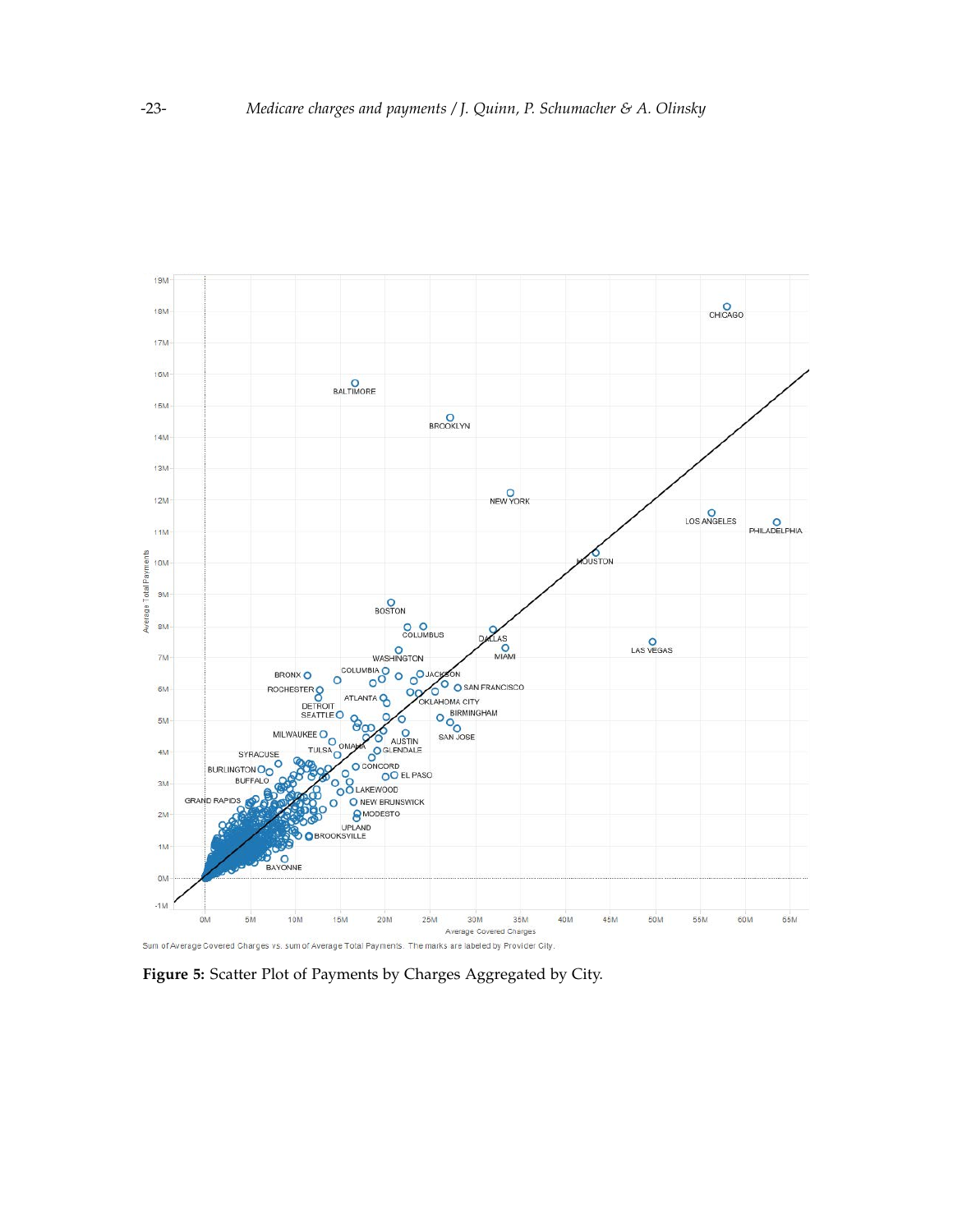Sum of Average Covered Charges vs. sum of Average Total Payments. The marks are labeled by Provider City.

**Figure 5:** Scatter Plot of Payments by Charges Aggregated by City.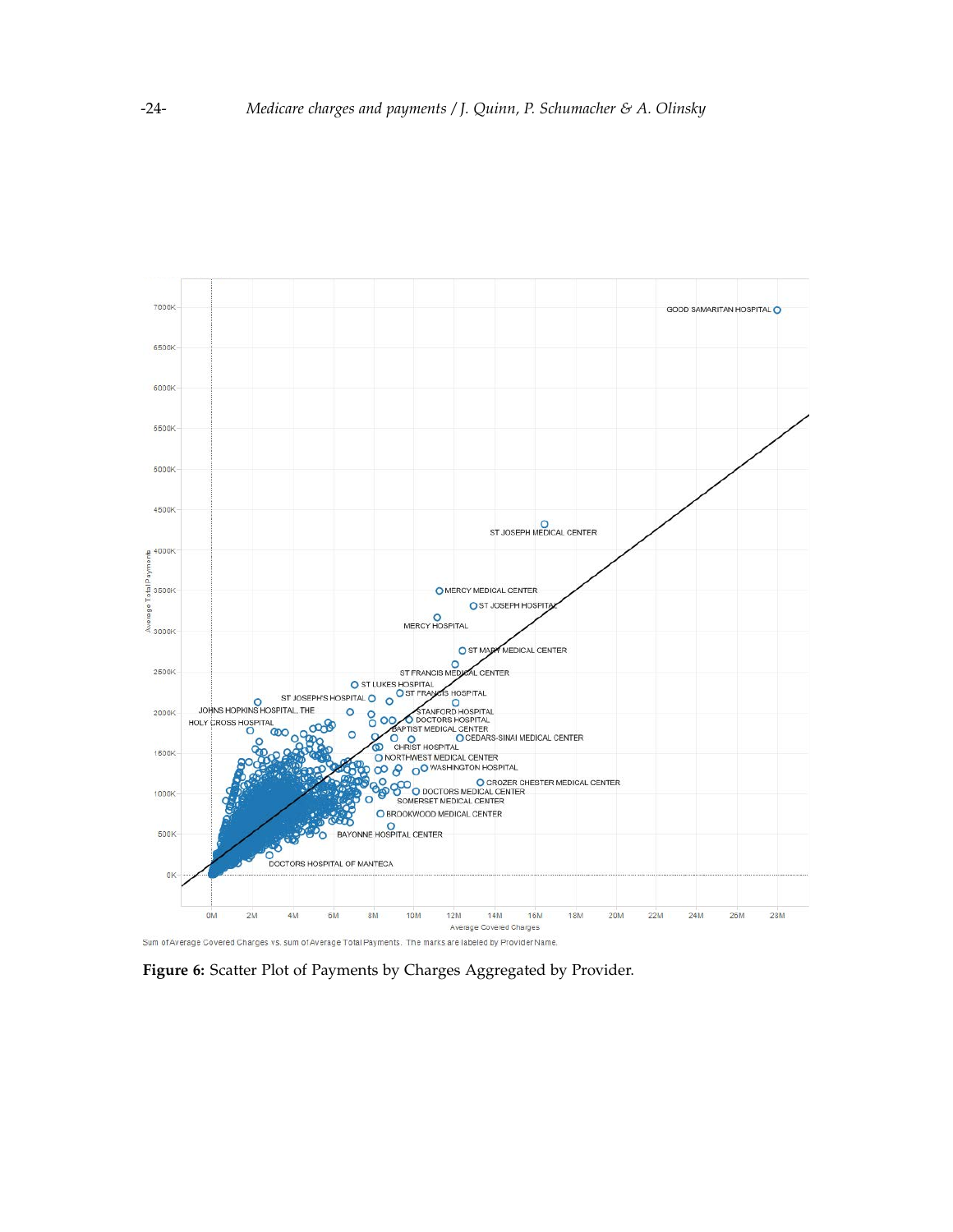Sum of Average Covered Charges vs. sum of Average Total Payments. The marks are labeled by Provider Name.

**Figure 6:** Scatter Plot of Payments by Charges Aggregated by Provider.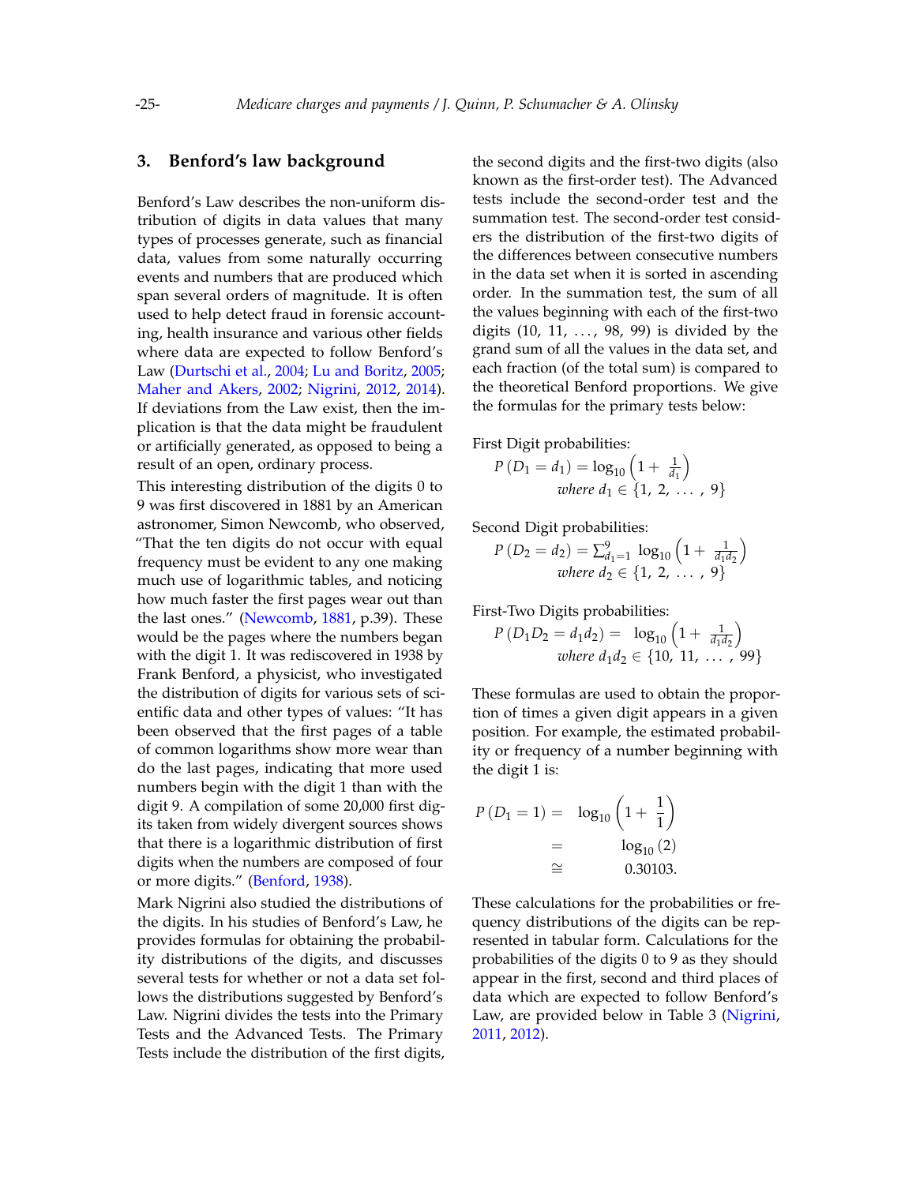## 3. Benford's law background

Benford's Law describes the non-uniform distribution of digits in data values that many types of processes generate, such as financial data, values from some naturally occurring events and numbers that are produced which span several orders of magnitude. It is often used to help detect fraud in forensic accounting, health insurance and various other fields where data are expected to follow Benford's Law (Durtschi et al., 2004; Lu and Boritz, 2005; Maher and Akers, 2002; Nigrini, 2012, 2014). If deviations from the Law exist, then the implication is that the data might be fraudulent or artificially generated, as opposed to being a result of an open, ordinary process.

This interesting distribution of the digits 0 to 9 was first discovered in 1881 by an American astronomer, Simon Newcomb, who observed, "That the ten digits do not occur with equal frequency must be evident to any one making much use of logarithmic tables, and noticing how much faster the first pages wear out than the last ones." (Newcomb, 1881, p.39). These would be the pages where the numbers began with the digit 1. It was rediscovered in 1938 by Frank Benford, a physicist, who investigated the distribution of digits for various sets of scientific data and other types of values: "It has been observed that the first pages of a table of common logarithms show more wear than do the last pages, indicating that more used numbers begin with the digit 1 than with the digit 9. A compilation of some 20,000 first digits taken from widely divergent sources shows that there is a logarithmic distribution of first digits when the numbers are composed of four or more digits." (Benford, 1938).

Mark Nigrini also studied the distributions of the digits. In his studies of Benford's Law, he provides formulas for obtaining the probability distributions of the digits, and discusses several tests for whether or not a data set follows the distributions suggested by Benford's Law. Nigrini divides the tests into the Primary Tests and the Advanced Tests. The Primary Tests include the distribution of the first digits, the second digits and the first-two digits (also known as the first-order test). The Advanced tests include the second-order test and the summation test. The second-order test considers the distribution of the first-two digits of the differences between consecutive numbers in the data set when it is sorted in ascending order. In the summation test, the sum of all the values beginning with each of the first-two digits (10, 11, . . . , 98, 99) is divided by the grand sum of all the values in the data set, and each fraction (of the total sum) is compared to the theoretical Benford proportions. We give the formulas for the primary tests below:

First Digit probabilities:

$$P(D_1 = d_1) = \log_{10}\left(1 + \frac{1}{d_1}\right) \quad \textit{where } d_1 \in \{1, 2, \ldots, 9\}$$

Second Digit probabilities:

$$P(D_2 = d_2) = \sum_{d_1=1}^{9} \log_{10}\left(1 + \frac{1}{d_1 d_2}\right) \quad \textit{where } d_2 \in \{1, 2, \ldots, 9\}$$

First-Two Digits probabilities:

$$P(D_1 D_2 = d_1 d_2) = \log_{10}\left(1 + \frac{1}{d_1 d_2}\right) \quad \textit{where } d_1 d_2 \in \{10, 11, \ldots, 99\}$$

These formulas are used to obtain the proportion of times a given digit appears in a given position. For example, the estimated probability or frequency of a number beginning with the digit 1 is:

$$\begin{aligned} P(D_1 = 1) &= \log_{10}\left(1 + \frac{1}{1}\right) \\ &= \log_{10}(2) \\ &\cong 0.30103. \end{aligned}$$

These calculations for the probabilities or frequency distributions of the digits can be represented in tabular form. Calculations for the probabilities of the digits 0 to 9 as they should appear in the first, second and third places of data which are expected to follow Benford's Law, are provided below in Table 3 (Nigrini, 2011, 2012).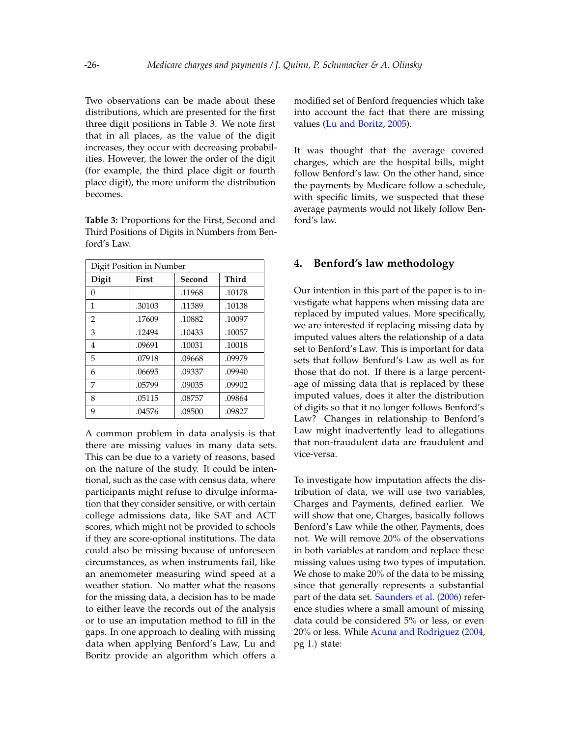Two observations can be made about these distributions, which are presented for the first three digit positions in Table 3. We note first that in all places, as the value of the digit increases, they occur with decreasing probabilities. However, the lower the order of the digit (for example, the third place digit or fourth place digit), the more uniform the distribution becomes.

**Table 3:** Proportions for the First, Second and Third Positions of Digits in Numbers from Benford's Law.

| Digit Position in Number | | | |
|---|---|---|---|
| **Digit** | **First** | **Second** | **Third** |
| 0 | | .11968 | .10178 |
| 1 | .30103 | .11389 | .10138 |
| 2 | .17609 | .10882 | .10097 |
| 3 | .12494 | .10433 | .10057 |
| 4 | .09691 | .10031 | .10018 |
| 5 | .07918 | .09668 | .09979 |
| 6 | .06695 | .09337 | .09940 |
| 7 | .05799 | .09035 | .09902 |
| 8 | .05115 | .08757 | .09864 |
| 9 | .04576 | .08500 | .09827 |

A common problem in data analysis is that there are missing values in many data sets. This can be due to a variety of reasons, based on the nature of the study. It could be intentional, such as the case with census data, where participants might refuse to divulge information that they consider sensitive, or with certain college admissions data, like SAT and ACT scores, which might not be provided to schools if they are score-optional institutions. The data could also be missing because of unforeseen circumstances, as when instruments fail, like an anemometer measuring wind speed at a weather station. No matter what the reasons for the missing data, a decision has to be made to either leave the records out of the analysis or to use an imputation method to fill in the gaps. In one approach to dealing with missing data when applying Benford's Law, Lu and Boritz provide an algorithm which offers a modified set of Benford frequencies which take into account the fact that there are missing values (Lu and Boritz, 2005).

It was thought that the average covered charges, which are the hospital bills, might follow Benford's law. On the other hand, since the payments by Medicare follow a schedule, with specific limits, we suspected that these average payments would not likely follow Benford's law.

## 4. Benford's law methodology

Our intention in this part of the paper is to investigate what happens when missing data are replaced by imputed values. More specifically, we are interested if replacing missing data by imputed values alters the relationship of a data set to Benford's Law. This is important for data sets that follow Benford's Law as well as for those that do not. If there is a large percentage of missing data that is replaced by these imputed values, does it alter the distribution of digits so that it no longer follows Benford's Law? Changes in relationship to Benford's Law might inadvertently lead to allegations that non-fraudulent data are fraudulent and vice-versa.

To investigate how imputation affects the distribution of data, we will use two variables, Charges and Payments, defined earlier. We will show that one, Charges, basically follows Benford's Law while the other, Payments, does not. We will remove 20% of the observations in both variables at random and replace these missing values using two types of imputation. We chose to make 20% of the data to be missing since that generally represents a substantial part of the data set. Saunders et al. (2006) reference studies where a small amount of missing data could be considered 5% or less, or even 20% or less. While Acuna and Rodriguez (2004, pg 1.) state: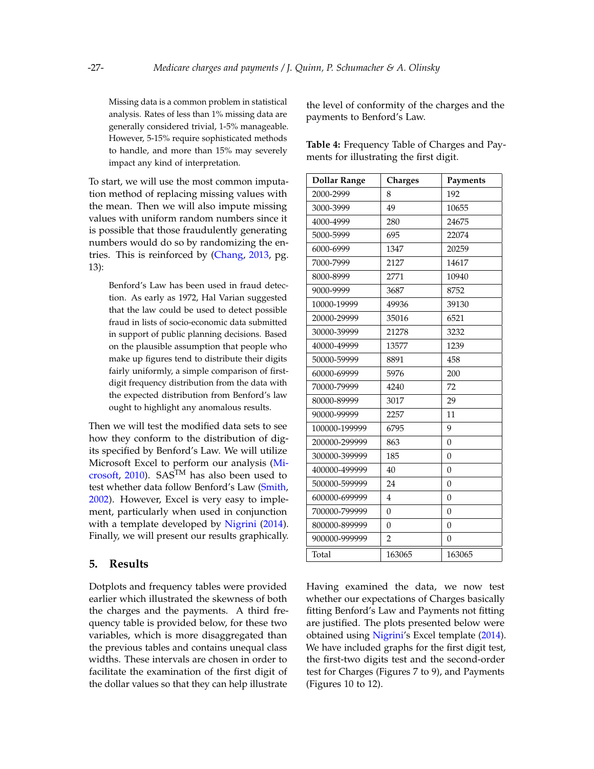> Missing data is a common problem in statistical analysis. Rates of less than 1% missing data are generally considered trivial, 1-5% manageable. However, 5-15% require sophisticated methods to handle, and more than 15% may severely impact any kind of interpretation.

To start, we will use the most common imputation method of replacing missing values with the mean. Then we will also impute missing values with uniform random numbers since it is possible that those fraudulently generating numbers would do so by randomizing the entries. This is reinforced by (Chang, 2013, pg. 13):

> Benford's Law has been used in fraud detection. As early as 1972, Hal Varian suggested that the law could be used to detect possible fraud in lists of socio-economic data submitted in support of public planning decisions. Based on the plausible assumption that people who make up figures tend to distribute their digits fairly uniformly, a simple comparison of first-digit frequency distribution from the data with the expected distribution from Benford's law ought to highlight any anomalous results.

Then we will test the modified data sets to see how they conform to the distribution of digits specified by Benford's Law. We will utilize Microsoft Excel to perform our analysis (Microsoft, 2010). SAS™ has also been used to test whether data follow Benford's Law (Smith, 2002). However, Excel is very easy to implement, particularly when used in conjunction with a template developed by Nigrini (2014). Finally, we will present our results graphically.

## 5. Results

Dotplots and frequency tables were provided earlier which illustrated the skewness of both the charges and the payments. A third frequency table is provided below, for these two variables, which is more disaggregated than the previous tables and contains unequal class widths. These intervals are chosen in order to facilitate the examination of the first digit of the dollar values so that they can help illustrate the level of conformity of the charges and the payments to Benford's Law.

**Table 4:** Frequency Table of Charges and Payments for illustrating the first digit.

| Dollar Range | Charges | Payments |
|---|---|---|
| 2000-2999 | 8 | 192 |
| 3000-3999 | 49 | 10655 |
| 4000-4999 | 280 | 24675 |
| 5000-5999 | 695 | 22074 |
| 6000-6999 | 1347 | 20259 |
| 7000-7999 | 2127 | 14617 |
| 8000-8999 | 2771 | 10940 |
| 9000-9999 | 3687 | 8752 |
| 10000-19999 | 49936 | 39130 |
| 20000-29999 | 35016 | 6521 |
| 30000-39999 | 21278 | 3232 |
| 40000-49999 | 13577 | 1239 |
| 50000-59999 | 8891 | 458 |
| 60000-69999 | 5976 | 200 |
| 70000-79999 | 4240 | 72 |
| 80000-89999 | 3017 | 29 |
| 90000-99999 | 2257 | 11 |
| 100000-199999 | 6795 | 9 |
| 200000-299999 | 863 | 0 |
| 300000-399999 | 185 | 0 |
| 400000-499999 | 40 | 0 |
| 500000-599999 | 24 | 0 |
| 600000-699999 | 4 | 0 |
| 700000-799999 | 0 | 0 |
| 800000-899999 | 0 | 0 |
| 900000-999999 | 2 | 0 |
| Total | 163065 | 163065 |

Having examined the data, we now test whether our expectations of Charges basically fitting Benford's Law and Payments not fitting are justified. The plots presented below were obtained using Nigrini's Excel template (2014). We have included graphs for the first digit test, the first-two digits test and the second-order test for Charges (Figures 7 to 9), and Payments (Figures 10 to 12).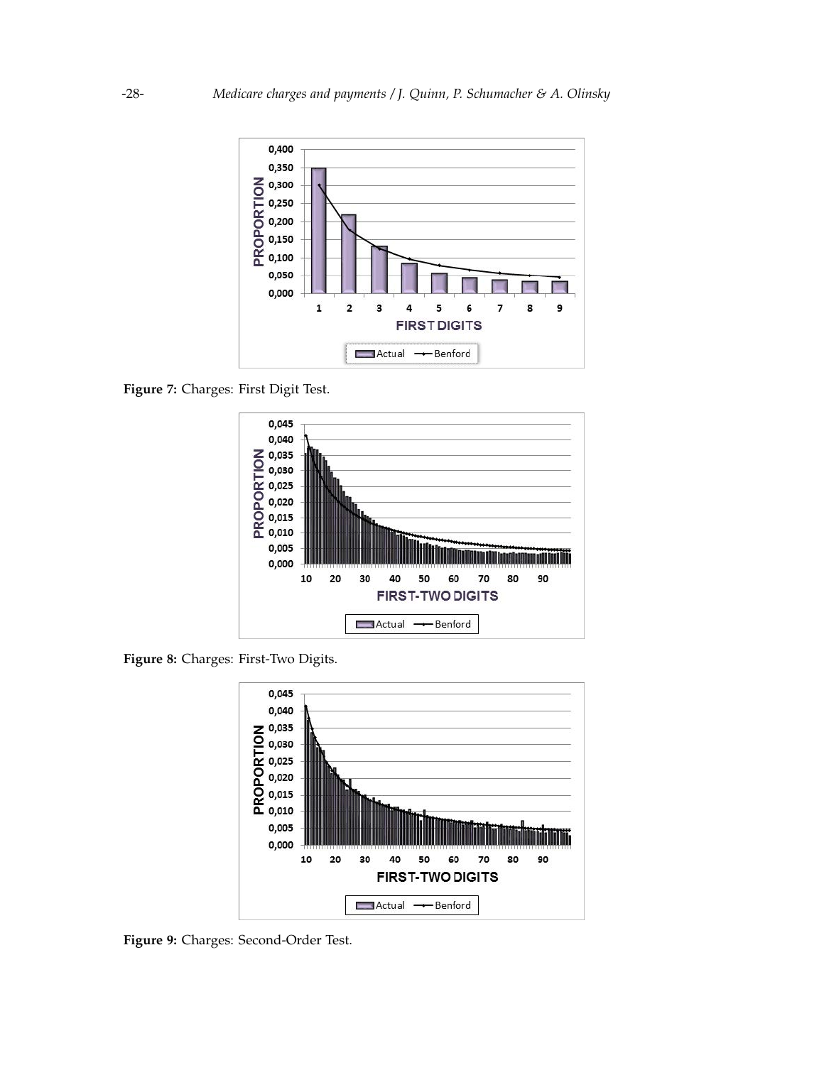Figure 7: Charges: First Digit Test.

Figure 8: Charges: First-Two Digits.

Figure 9: Charges: Second-Order Test.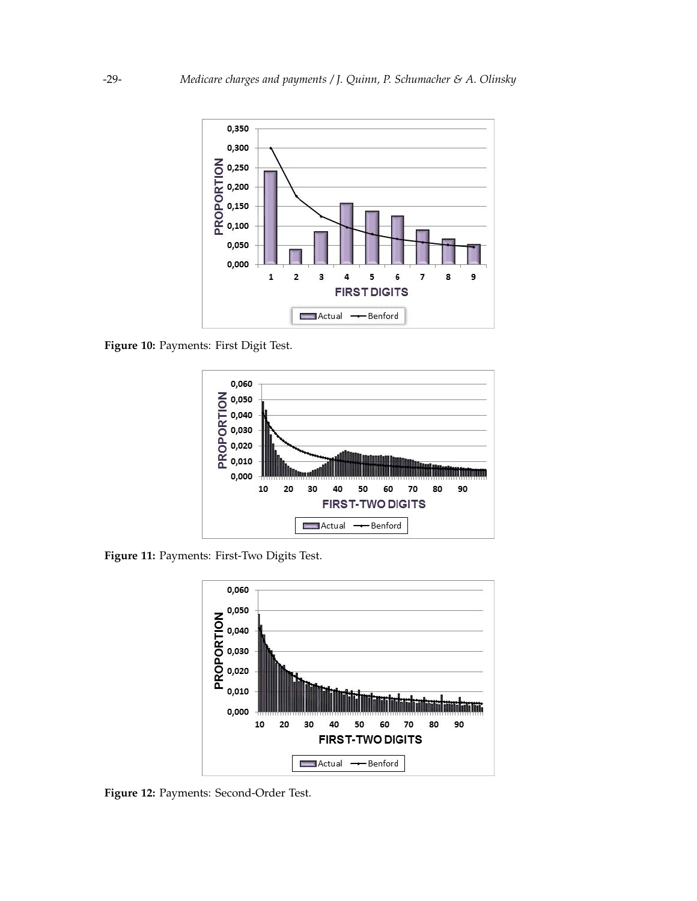**Figure 10:** Payments: First Digit Test.

**Figure 11:** Payments: First-Two Digits Test.

**Figure 12:** Payments: Second-Order Test.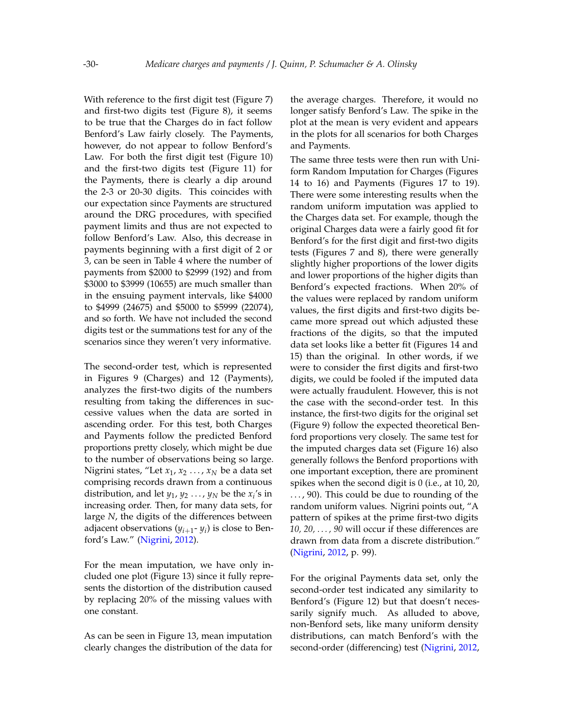With reference to the first digit test (Figure 7) and first-two digits test (Figure 8), it seems to be true that the Charges do in fact follow Benford's Law fairly closely. The Payments, however, do not appear to follow Benford's Law. For both the first digit test (Figure 10) and the first-two digits test (Figure 11) for the Payments, there is clearly a dip around the 2-3 or 20-30 digits. This coincides with our expectation since Payments are structured around the DRG procedures, with specified payment limits and thus are not expected to follow Benford's Law. Also, this decrease in payments beginning with a first digit of 2 or 3, can be seen in Table 4 where the number of payments from \$2000 to \$2999 (192) and from \$3000 to \$3999 (10655) are much smaller than in the ensuing payment intervals, like \$4000 to \$4999 (24675) and \$5000 to \$5999 (22074), and so forth. We have not included the second digits test or the summations test for any of the scenarios since they weren't very informative.

The second-order test, which is represented in Figures 9 (Charges) and 12 (Payments), analyzes the first-two digits of the numbers resulting from taking the differences in successive values when the data are sorted in ascending order. For this test, both Charges and Payments follow the predicted Benford proportions pretty closely, which might be due to the number of observations being so large. Nigrini states, "Let $x_1, x_2 \ldots, x_N$ be a data set comprising records drawn from a continuous distribution, and let $y_1, y_2 \ldots, y_N$ be the $x_i$'s in increasing order. Then, for many data sets, for large $N$, the digits of the differences between adjacent observations ($y_{i+1}$- $y_i$) is close to Benford's Law." (Nigrini, 2012).

For the mean imputation, we have only included one plot (Figure 13) since it fully represents the distortion of the distribution caused by replacing 20% of the missing values with one constant.

As can be seen in Figure 13, mean imputation clearly changes the distribution of the data for the average charges. Therefore, it would no longer satisfy Benford's Law. The spike in the plot at the mean is very evident and appears in the plots for all scenarios for both Charges and Payments.

The same three tests were then run with Uniform Random Imputation for Charges (Figures 14 to 16) and Payments (Figures 17 to 19). There were some interesting results when the random uniform imputation was applied to the Charges data set. For example, though the original Charges data were a fairly good fit for Benford's for the first digit and first-two digits tests (Figures 7 and 8), there were generally slightly higher proportions of the lower digits and lower proportions of the higher digits than Benford's expected fractions. When 20% of the values were replaced by random uniform values, the first digits and first-two digits became more spread out which adjusted these fractions of the digits, so that the imputed data set looks like a better fit (Figures 14 and 15) than the original. In other words, if we were to consider the first digits and first-two digits, we could be fooled if the imputed data were actually fraudulent. However, this is not the case with the second-order test. In this instance, the first-two digits for the original set (Figure 9) follow the expected theoretical Benford proportions very closely. The same test for the imputed charges data set (Figure 16) also generally follows the Benford proportions with one important exception, there are prominent spikes when the second digit is 0 (i.e., at 10, 20, . . . , 90). This could be due to rounding of the random uniform values. Nigrini points out, "A pattern of spikes at the prime first-two digits *10, 20, . . . , 90* will occur if these differences are drawn from data from a discrete distribution." (Nigrini, 2012, p. 99).

For the original Payments data set, only the second-order test indicated any similarity to Benford's (Figure 12) but that doesn't necessarily signify much. As alluded to above, non-Benford sets, like many uniform density distributions, can match Benford's with the second-order (differencing) test (Nigrini, 2012,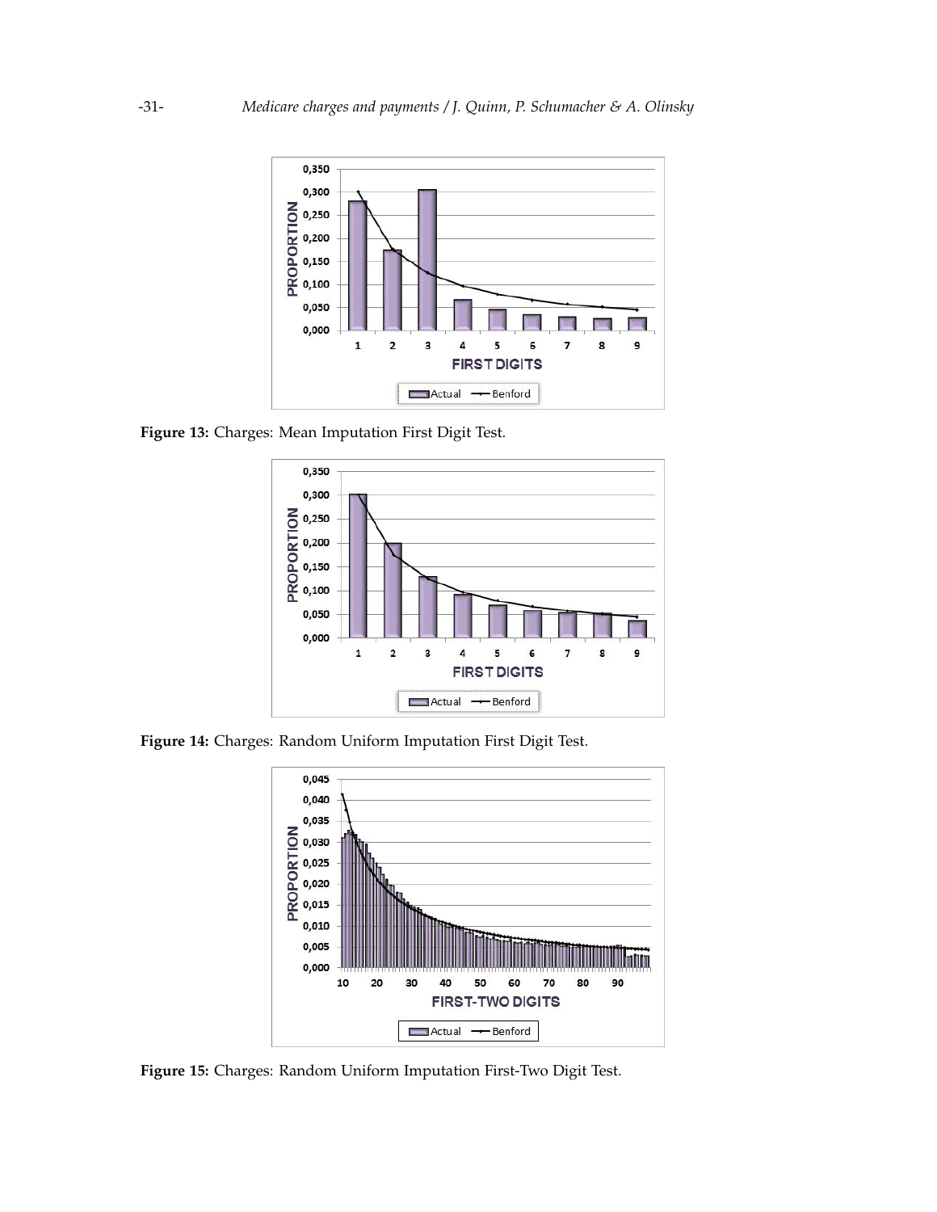Figure 13: Charges: Mean Imputation First Digit Test.

Figure 14: Charges: Random Uniform Imputation First Digit Test.

Figure 15: Charges: Random Uniform Imputation First-Two Digit Test.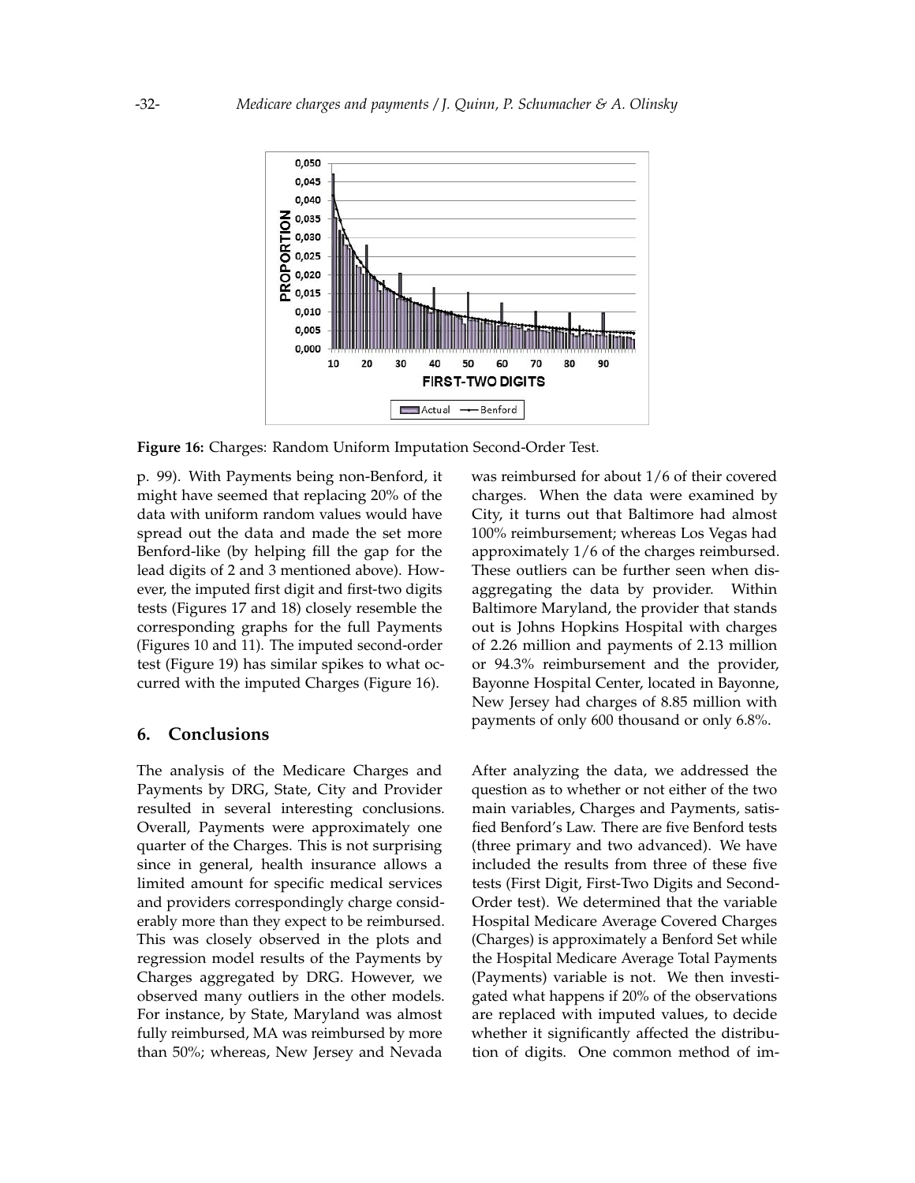**Figure 16:** Charges: Random Uniform Imputation Second-Order Test.

p. 99). With Payments being non-Benford, it might have seemed that replacing 20% of the data with uniform random values would have spread out the data and made the set more Benford-like (by helping fill the gap for the lead digits of 2 and 3 mentioned above). However, the imputed first digit and first-two digits tests (Figures 17 and 18) closely resemble the corresponding graphs for the full Payments (Figures 10 and 11). The imputed second-order test (Figure 19) has similar spikes to what occurred with the imputed Charges (Figure 16).

## 6. Conclusions

The analysis of the Medicare Charges and Payments by DRG, State, City and Provider resulted in several interesting conclusions. Overall, Payments were approximately one quarter of the Charges. This is not surprising since in general, health insurance allows a limited amount for specific medical services and providers correspondingly charge considerably more than they expect to be reimbursed. This was closely observed in the plots and regression model results of the Payments by Charges aggregated by DRG. However, we observed many outliers in the other models. For instance, by State, Maryland was almost fully reimbursed, MA was reimbursed by more than 50%; whereas, New Jersey and Nevada was reimbursed for about 1/6 of their covered charges. When the data were examined by City, it turns out that Baltimore had almost 100% reimbursement; whereas Los Vegas had approximately 1/6 of the charges reimbursed. These outliers can be further seen when disaggregating the data by provider. Within Baltimore Maryland, the provider that stands out is Johns Hopkins Hospital with charges of 2.26 million and payments of 2.13 million or 94.3% reimbursement and the provider, Bayonne Hospital Center, located in Bayonne, New Jersey had charges of 8.85 million with payments of only 600 thousand or only 6.8%.

After analyzing the data, we addressed the question as to whether or not either of the two main variables, Charges and Payments, satisfied Benford's Law. There are five Benford tests (three primary and two advanced). We have included the results from three of these five tests (First Digit, First-Two Digits and Second-Order test). We determined that the variable Hospital Medicare Average Covered Charges (Charges) is approximately a Benford Set while the Hospital Medicare Average Total Payments (Payments) variable is not. We then investigated what happens if 20% of the observations are replaced with imputed values, to decide whether it significantly affected the distribution of digits. One common method of im-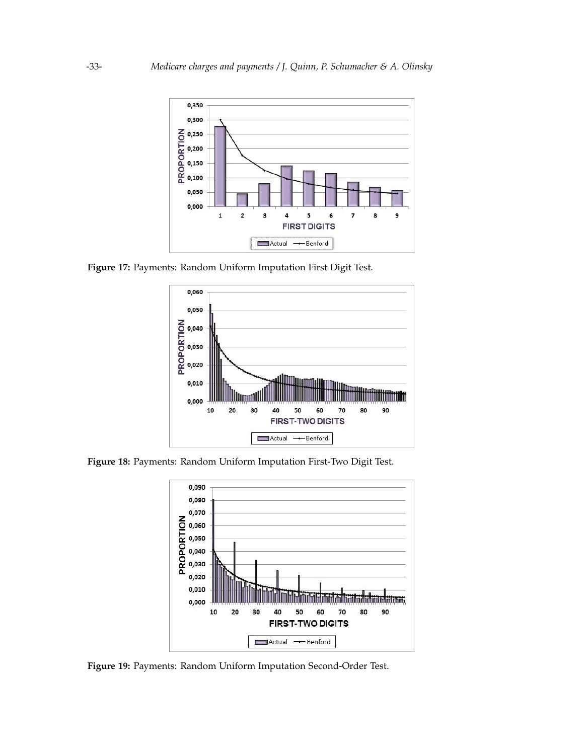Figure 17: Payments: Random Uniform Imputation First Digit Test.

Figure 18: Payments: Random Uniform Imputation First-Two Digit Test.

Figure 19: Payments: Random Uniform Imputation Second-Order Test.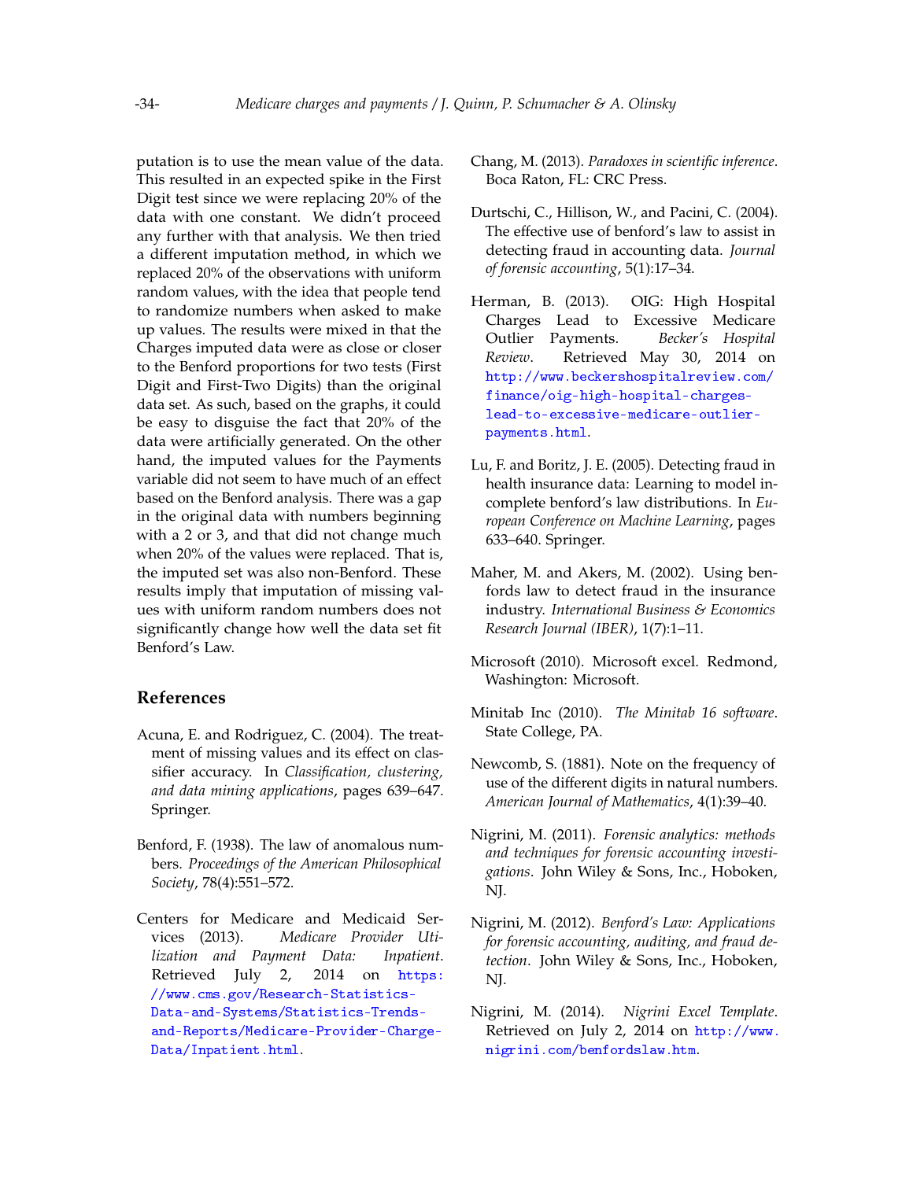putation is to use the mean value of the data. This resulted in an expected spike in the First Digit test since we were replacing 20% of the data with one constant. We didn't proceed any further with that analysis. We then tried a different imputation method, in which we replaced 20% of the observations with uniform random values, with the idea that people tend to randomize numbers when asked to make up values. The results were mixed in that the Charges imputed data were as close or closer to the Benford proportions for two tests (First Digit and First-Two Digits) than the original data set. As such, based on the graphs, it could be easy to disguise the fact that 20% of the data were artificially generated. On the other hand, the imputed values for the Payments variable did not seem to have much of an effect based on the Benford analysis. There was a gap in the original data with numbers beginning with a 2 or 3, and that did not change much when 20% of the values were replaced. That is, the imputed set was also non-Benford. These results imply that imputation of missing values with uniform random numbers does not significantly change how well the data set fit Benford's Law.

## References

Acuna, E. and Rodriguez, C. (2004). The treatment of missing values and its effect on classifier accuracy. In *Classification, clustering, and data mining applications*, pages 639–647. Springer.

Benford, F. (1938). The law of anomalous numbers. *Proceedings of the American Philosophical Society*, 78(4):551–572.

Centers for Medicare and Medicaid Services (2013). *Medicare Provider Utilization and Payment Data: Inpatient*. Retrieved July 2, 2014 on https://www.cms.gov/Research-Statistics-Data-and-Systems/Statistics-Trends-and-Reports/Medicare-Provider-Charge-Data/Inpatient.html.

Chang, M. (2013). *Paradoxes in scientific inference*. Boca Raton, FL: CRC Press.

Durtschi, C., Hillison, W., and Pacini, C. (2004). The effective use of benford's law to assist in detecting fraud in accounting data. *Journal of forensic accounting*, 5(1):17–34.

Herman, B. (2013). OIG: High Hospital Charges Lead to Excessive Medicare Outlier Payments. *Becker's Hospital Review*. Retrieved May 30, 2014 on http://www.beckershospitalreview.com/finance/oig-high-hospital-charges-lead-to-excessive-medicare-outlier-payments.html.

Lu, F. and Boritz, J. E. (2005). Detecting fraud in health insurance data: Learning to model incomplete benford's law distributions. In *European Conference on Machine Learning*, pages 633–640. Springer.

Maher, M. and Akers, M. (2002). Using benfords law to detect fraud in the insurance industry. *International Business & Economics Research Journal (IBER)*, 1(7):1–11.

Microsoft (2010). Microsoft excel. Redmond, Washington: Microsoft.

Minitab Inc (2010). *The Minitab 16 software*. State College, PA.

Newcomb, S. (1881). Note on the frequency of use of the different digits in natural numbers. *American Journal of Mathematics*, 4(1):39–40.

Nigrini, M. (2011). *Forensic analytics: methods and techniques for forensic accounting investigations*. John Wiley & Sons, Inc., Hoboken, NJ.

Nigrini, M. (2012). *Benford's Law: Applications for forensic accounting, auditing, and fraud detection*. John Wiley & Sons, Inc., Hoboken, NJ.

Nigrini, M. (2014). *Nigrini Excel Template*. Retrieved on July 2, 2014 on http://www.nigrini.com/benfordslaw.htm.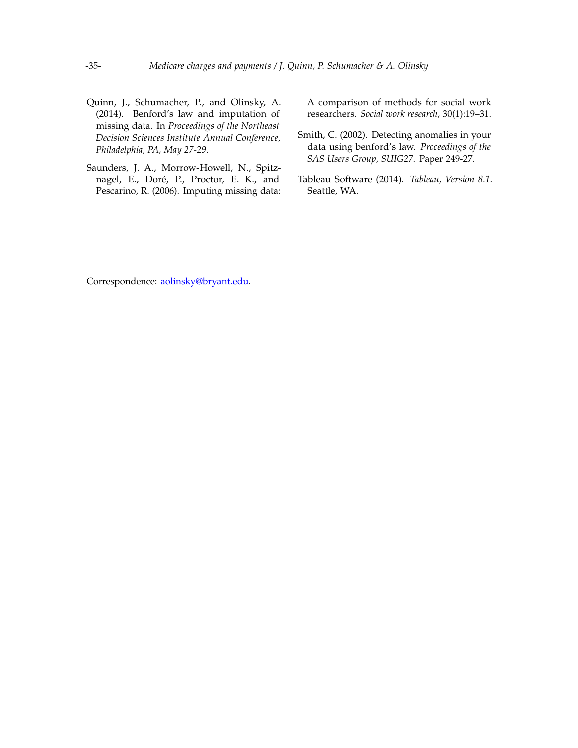Quinn, J., Schumacher, P., and Olinsky, A. (2014). Benford's law and imputation of missing data. In *Proceedings of the Northeast Decision Sciences Institute Annual Conference, Philadelphia, PA, May 27-29*.

Saunders, J. A., Morrow-Howell, N., Spitznagel, E., Doré, P., Proctor, E. K., and Pescarino, R. (2006). Imputing missing data: A comparison of methods for social work researchers. *Social work research*, 30(1):19–31.

Smith, C. (2002). Detecting anomalies in your data using benford's law. *Proceedings of the SAS Users Group, SUIG27*. Paper 249-27.

Tableau Software (2014). *Tableau, Version 8.1*. Seattle, WA.

Correspondence: aolinsky@bryant.edu.